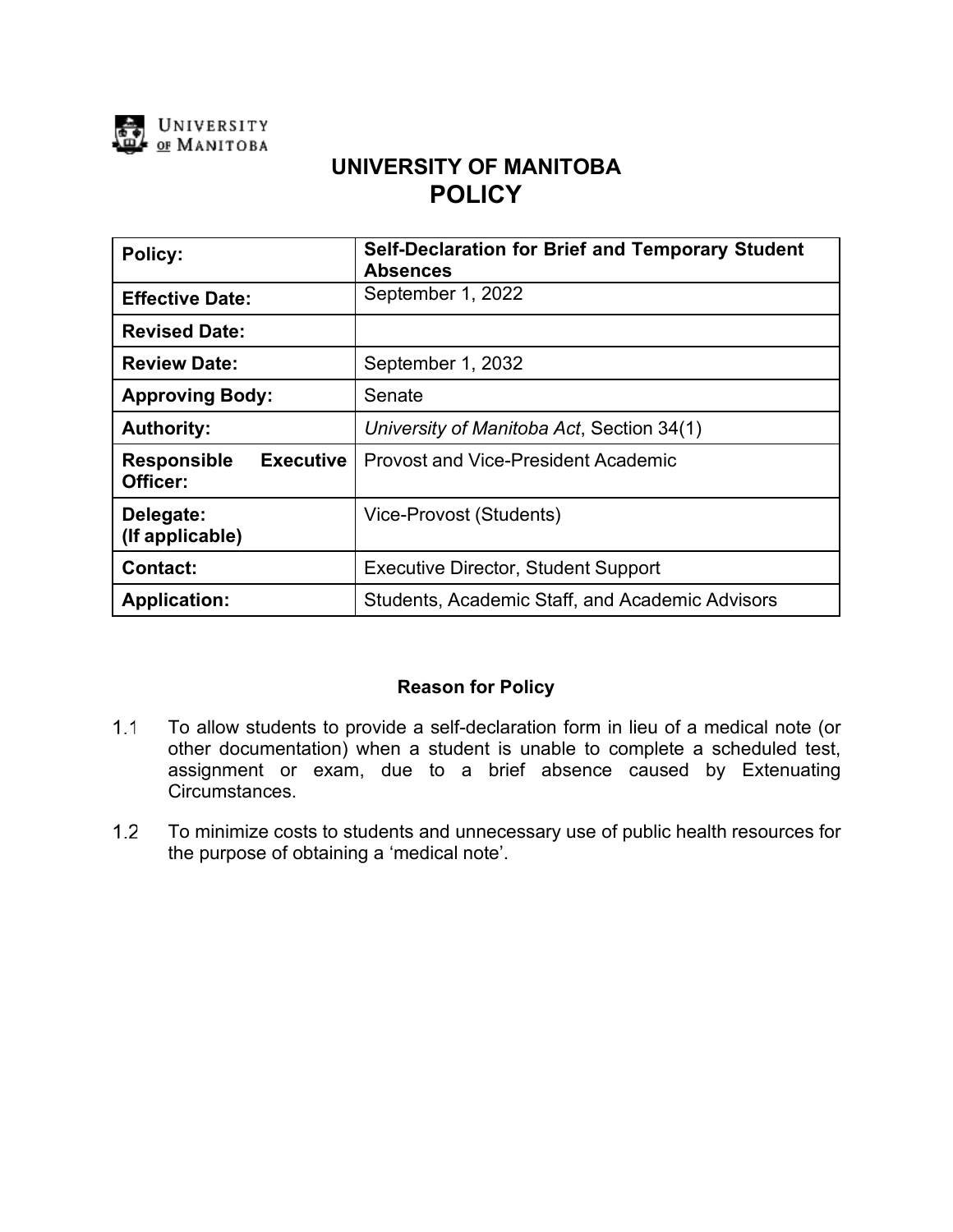# UNIVERSITY OF MANITOBA
# POLICY

| | |
|---|---|
| **Policy:** | **Self-Declaration for Brief and Temporary Student Absences** |
| **Effective Date:** | September 1, 2022 |
| **Revised Date:** | |
| **Review Date:** | September 1, 2032 |
| **Approving Body:** | Senate |
| **Authority:** | *University of Manitoba Act*, Section 34(1) |
| **Responsible Executive Officer:** | Provost and Vice-President Academic |
| **Delegate: (If applicable)** | Vice-Provost (Students) |
| **Contact:** | Executive Director, Student Support |
| **Application:** | Students, Academic Staff, and Academic Advisors |

## Reason for Policy

1.1 To allow students to provide a self-declaration form in lieu of a medical note (or other documentation) when a student is unable to complete a scheduled test, assignment or exam, due to a brief absence caused by Extenuating Circumstances.

1.2 To minimize costs to students and unnecessary use of public health resources for the purpose of obtaining a 'medical note'.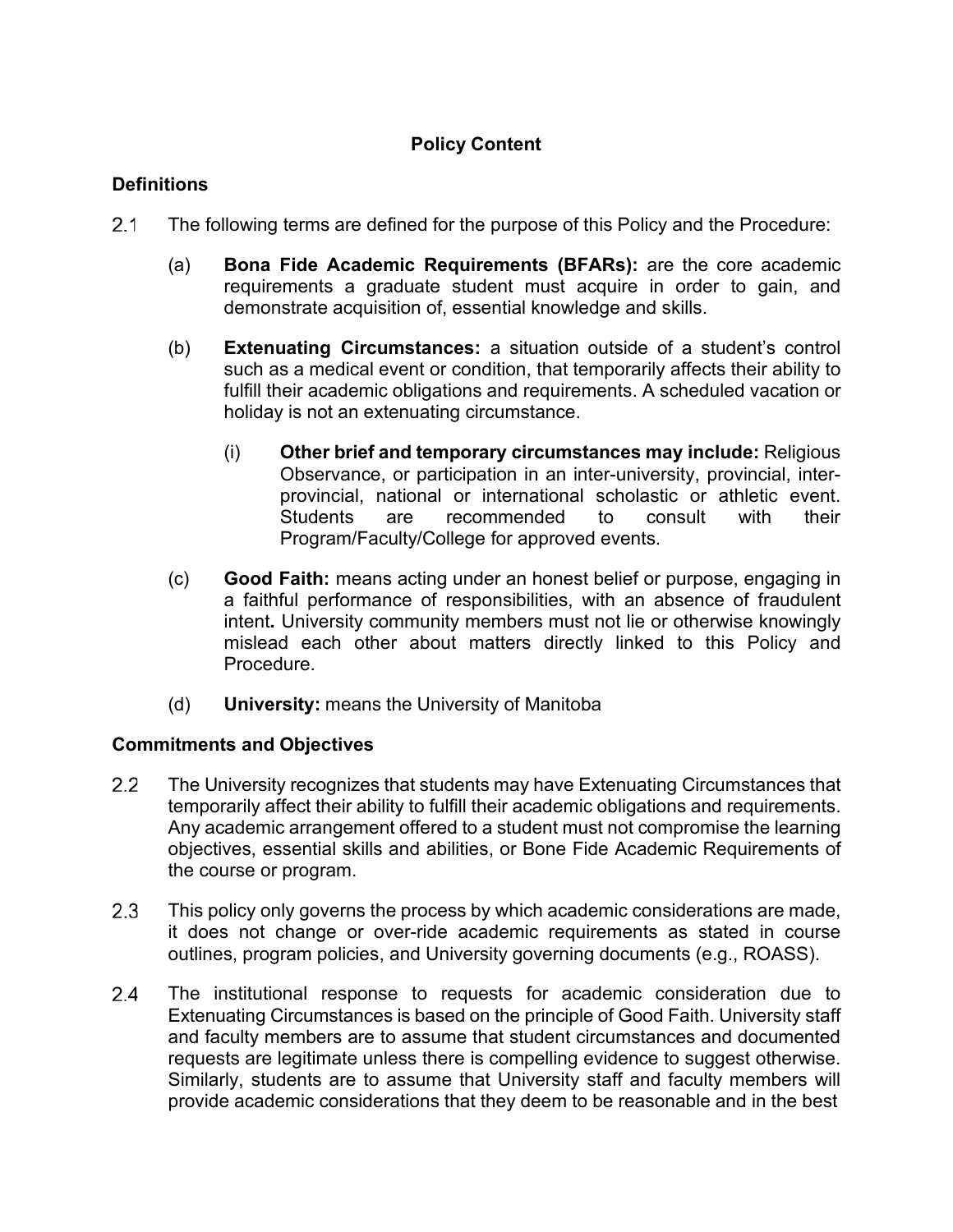## Policy Content

### Definitions

2.1 The following terms are defined for the purpose of this Policy and the Procedure:

(a) **Bona Fide Academic Requirements (BFARs):** are the core academic requirements a graduate student must acquire in order to gain, and demonstrate acquisition of, essential knowledge and skills.

(b) **Extenuating Circumstances:** a situation outside of a student's control such as a medical event or condition, that temporarily affects their ability to fulfill their academic obligations and requirements. A scheduled vacation or holiday is not an extenuating circumstance.

(i) **Other brief and temporary circumstances may include:** Religious Observance, or participation in an inter-university, provincial, inter-provincial, national or international scholastic or athletic event. Students are recommended to consult with their Program/Faculty/College for approved events.

(c) **Good Faith:** means acting under an honest belief or purpose, engaging in a faithful performance of responsibilities, with an absence of fraudulent intent**.** University community members must not lie or otherwise knowingly mislead each other about matters directly linked to this Policy and Procedure.

(d) **University:** means the University of Manitoba

### Commitments and Objectives

2.2 The University recognizes that students may have Extenuating Circumstances that temporarily affect their ability to fulfill their academic obligations and requirements. Any academic arrangement offered to a student must not compromise the learning objectives, essential skills and abilities, or Bone Fide Academic Requirements of the course or program.

2.3 This policy only governs the process by which academic considerations are made, it does not change or over-ride academic requirements as stated in course outlines, program policies, and University governing documents (e.g., ROASS).

2.4 The institutional response to requests for academic consideration due to Extenuating Circumstances is based on the principle of Good Faith. University staff and faculty members are to assume that student circumstances and documented requests are legitimate unless there is compelling evidence to suggest otherwise. Similarly, students are to assume that University staff and faculty members will provide academic considerations that they deem to be reasonable and in the best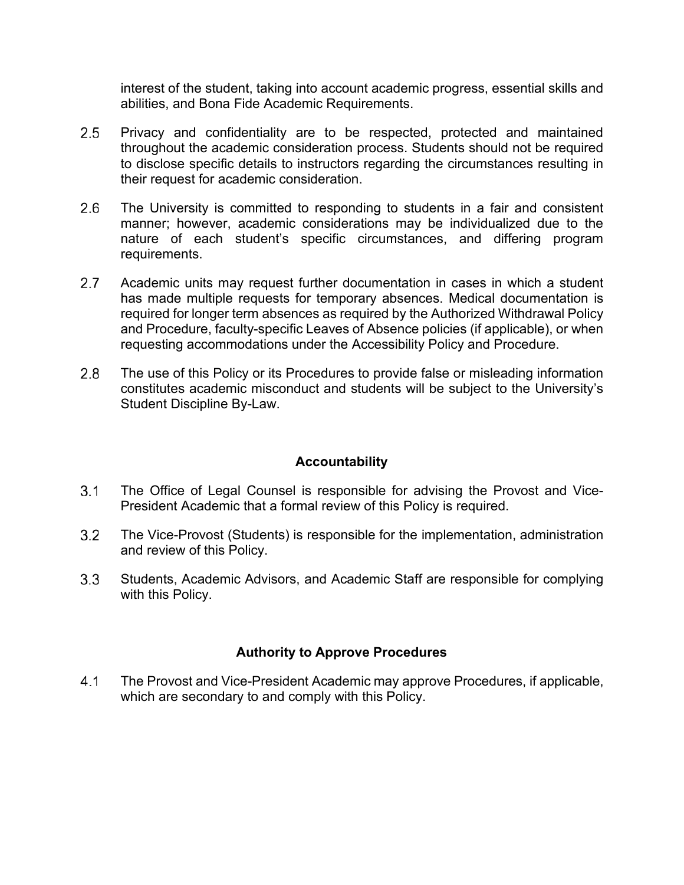interest of the student, taking into account academic progress, essential skills and abilities, and Bona Fide Academic Requirements.

2.5 Privacy and confidentiality are to be respected, protected and maintained throughout the academic consideration process. Students should not be required to disclose specific details to instructors regarding the circumstances resulting in their request for academic consideration.

2.6 The University is committed to responding to students in a fair and consistent manner; however, academic considerations may be individualized due to the nature of each student's specific circumstances, and differing program requirements.

2.7 Academic units may request further documentation in cases in which a student has made multiple requests for temporary absences. Medical documentation is required for longer term absences as required by the Authorized Withdrawal Policy and Procedure, faculty-specific Leaves of Absence policies (if applicable), or when requesting accommodations under the Accessibility Policy and Procedure.

2.8 The use of this Policy or its Procedures to provide false or misleading information constitutes academic misconduct and students will be subject to the University's Student Discipline By-Law.

## Accountability

3.1 The Office of Legal Counsel is responsible for advising the Provost and Vice-President Academic that a formal review of this Policy is required.

3.2 The Vice-Provost (Students) is responsible for the implementation, administration and review of this Policy.

3.3 Students, Academic Advisors, and Academic Staff are responsible for complying with this Policy.

## Authority to Approve Procedures

4.1 The Provost and Vice-President Academic may approve Procedures, if applicable, which are secondary to and comply with this Policy.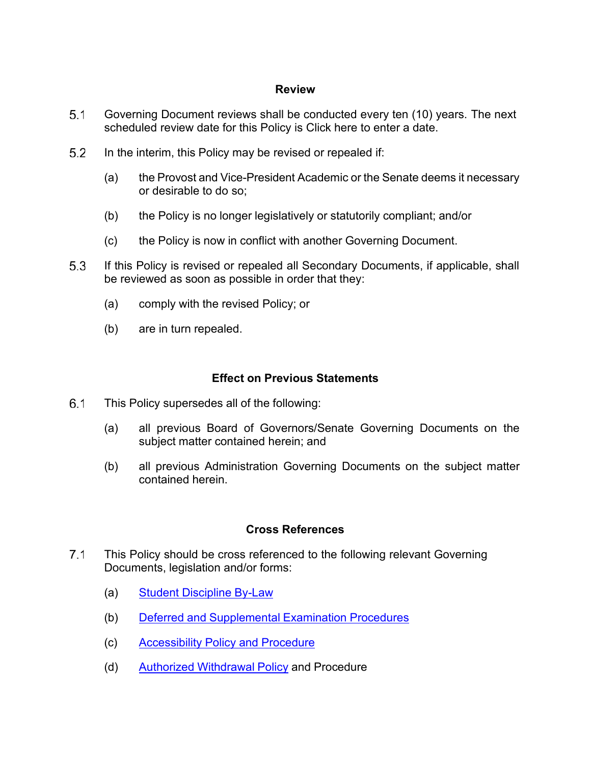## Review

5.1 Governing Document reviews shall be conducted every ten (10) years. The next scheduled review date for this Policy is Click here to enter a date.

5.2 In the interim, this Policy may be revised or repealed if:

(a) the Provost and Vice-President Academic or the Senate deems it necessary or desirable to do so;

(b) the Policy is no longer legislatively or statutorily compliant; and/or

(c) the Policy is now in conflict with another Governing Document.

5.3 If this Policy is revised or repealed all Secondary Documents, if applicable, shall be reviewed as soon as possible in order that they:

(a) comply with the revised Policy; or

(b) are in turn repealed.

## Effect on Previous Statements

6.1 This Policy supersedes all of the following:

(a) all previous Board of Governors/Senate Governing Documents on the subject matter contained herein; and

(b) all previous Administration Governing Documents on the subject matter contained herein.

## Cross References

7.1 This Policy should be cross referenced to the following relevant Governing Documents, legislation and/or forms:

(a) Student Discipline By-Law

(b) Deferred and Supplemental Examination Procedures

(c) Accessibility Policy and Procedure

(d) Authorized Withdrawal Policy and Procedure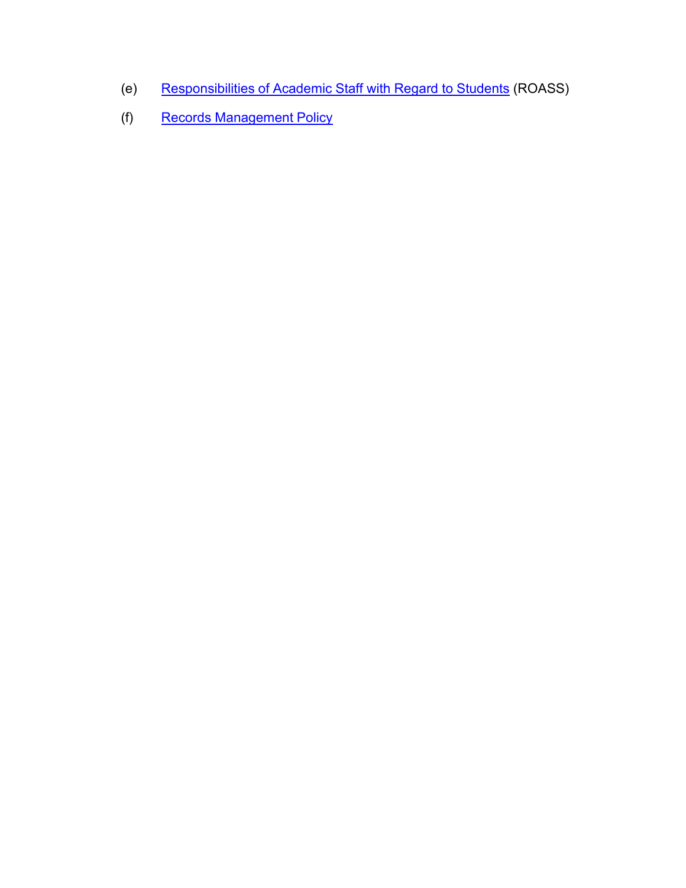(e) [Responsibilities of Academic Staff with Regard to Students] (ROASS)

(f) [Records Management Policy]